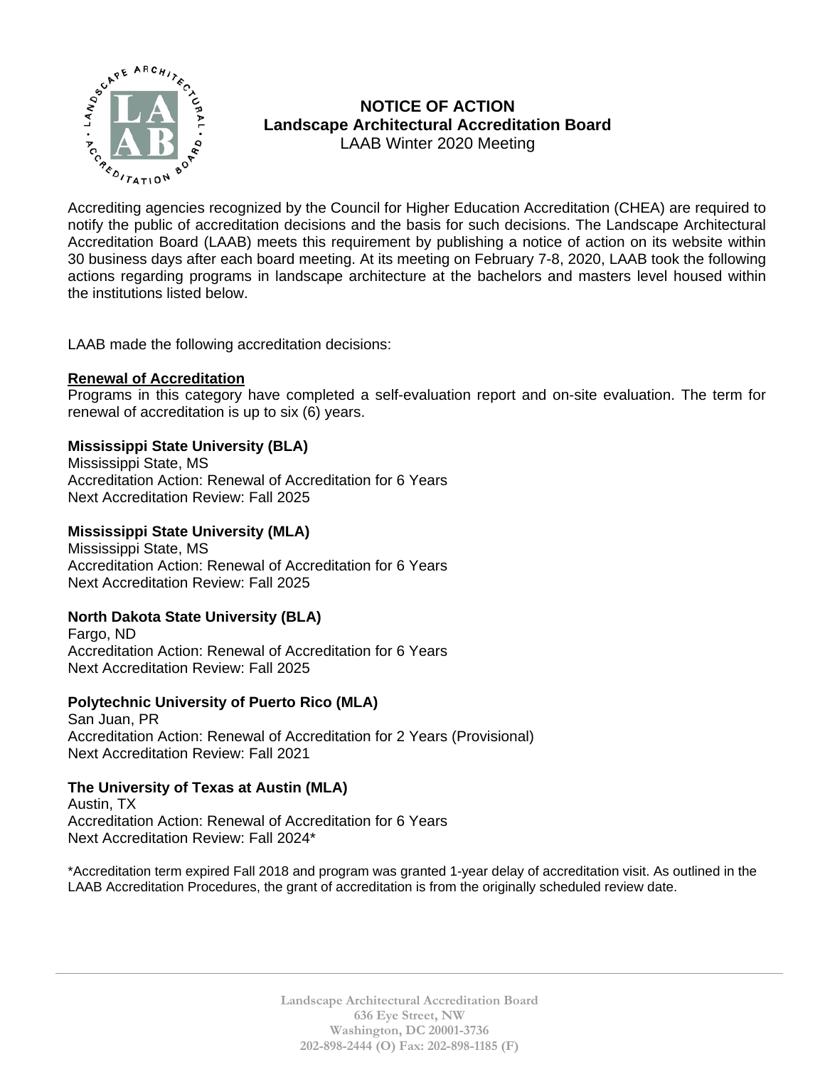# NOTICE OF ACTION
## Landscape Architectural Accreditation Board
LAAB Winter 2020 Meeting

Accrediting agencies recognized by the Council for Higher Education Accreditation (CHEA) are required to notify the public of accreditation decisions and the basis for such decisions. The Landscape Architectural Accreditation Board (LAAB) meets this requirement by publishing a notice of action on its website within 30 business days after each board meeting. At its meeting on February 7-8, 2020, LAAB took the following actions regarding programs in landscape architecture at the bachelors and masters level housed within the institutions listed below.

LAAB made the following accreditation decisions:

**<u>Renewal of Accreditation</u>**
Programs in this category have completed a self-evaluation report and on-site evaluation. The term for renewal of accreditation is up to six (6) years.

**Mississippi State University (BLA)**
Mississippi State, MS
Accreditation Action: Renewal of Accreditation for 6 Years
Next Accreditation Review: Fall 2025

**Mississippi State University (MLA)**
Mississippi State, MS
Accreditation Action: Renewal of Accreditation for 6 Years
Next Accreditation Review: Fall 2025

**North Dakota State University (BLA)**
Fargo, ND
Accreditation Action: Renewal of Accreditation for 6 Years
Next Accreditation Review: Fall 2025

**Polytechnic University of Puerto Rico (MLA)**
San Juan, PR
Accreditation Action: Renewal of Accreditation for 2 Years (Provisional)
Next Accreditation Review: Fall 2021

**The University of Texas at Austin (MLA)**
Austin, TX
Accreditation Action: Renewal of Accreditation for 6 Years
Next Accreditation Review: Fall 2024*

*Accreditation term expired Fall 2018 and program was granted 1-year delay of accreditation visit. As outlined in the LAAB Accreditation Procedures, the grant of accreditation is from the originally scheduled review date.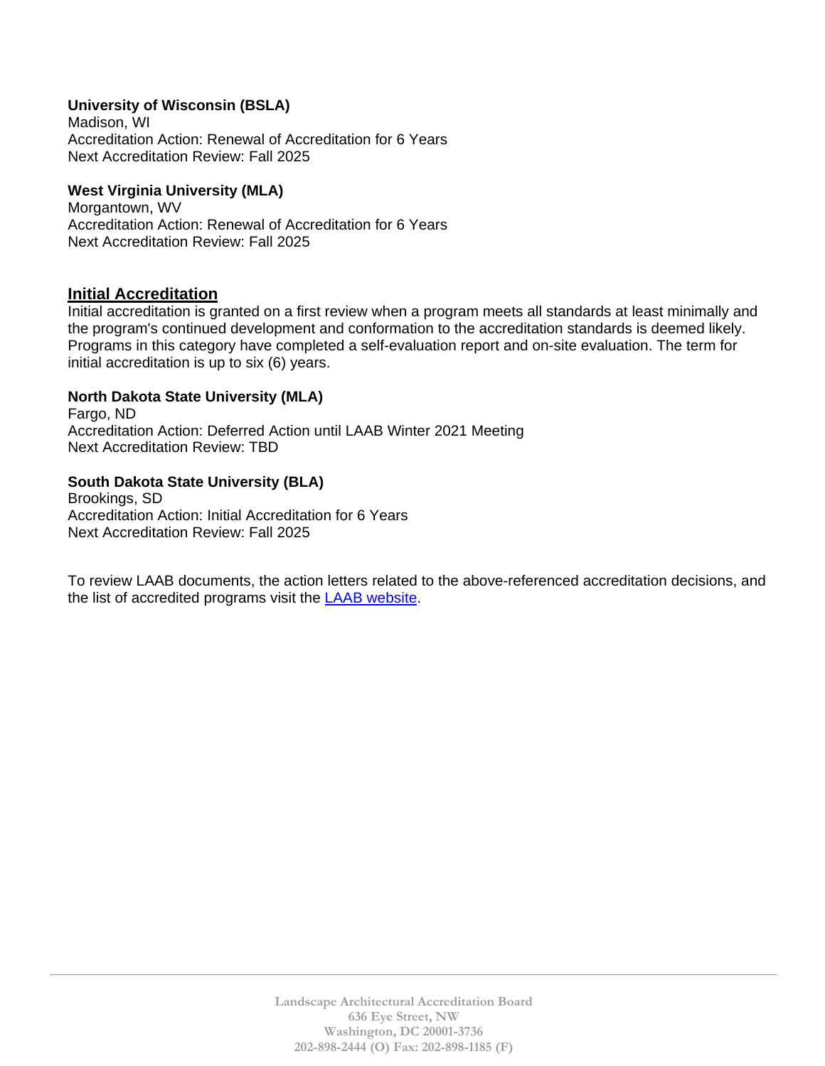**University of Wisconsin (BSLA)**
Madison, WI
Accreditation Action: Renewal of Accreditation for 6 Years
Next Accreditation Review: Fall 2025

**West Virginia University (MLA)**
Morgantown, WV
Accreditation Action: Renewal of Accreditation for 6 Years
Next Accreditation Review: Fall 2025

## Initial Accreditation

Initial accreditation is granted on a first review when a program meets all standards at least minimally and the program's continued development and conformation to the accreditation standards is deemed likely. Programs in this category have completed a self-evaluation report and on-site evaluation. The term for initial accreditation is up to six (6) years.

**North Dakota State University (MLA)**
Fargo, ND
Accreditation Action: Deferred Action until LAAB Winter 2021 Meeting
Next Accreditation Review: TBD

**South Dakota State University (BLA)**
Brookings, SD
Accreditation Action: Initial Accreditation for 6 Years
Next Accreditation Review: Fall 2025

To review LAAB documents, the action letters related to the above-referenced accreditation decisions, and the list of accredited programs visit the LAAB website.

Landscape Architectural Accreditation Board
636 Eye Street, NW
Washington, DC 20001-3736
202-898-2444 (O) Fax: 202-898-1185 (F)